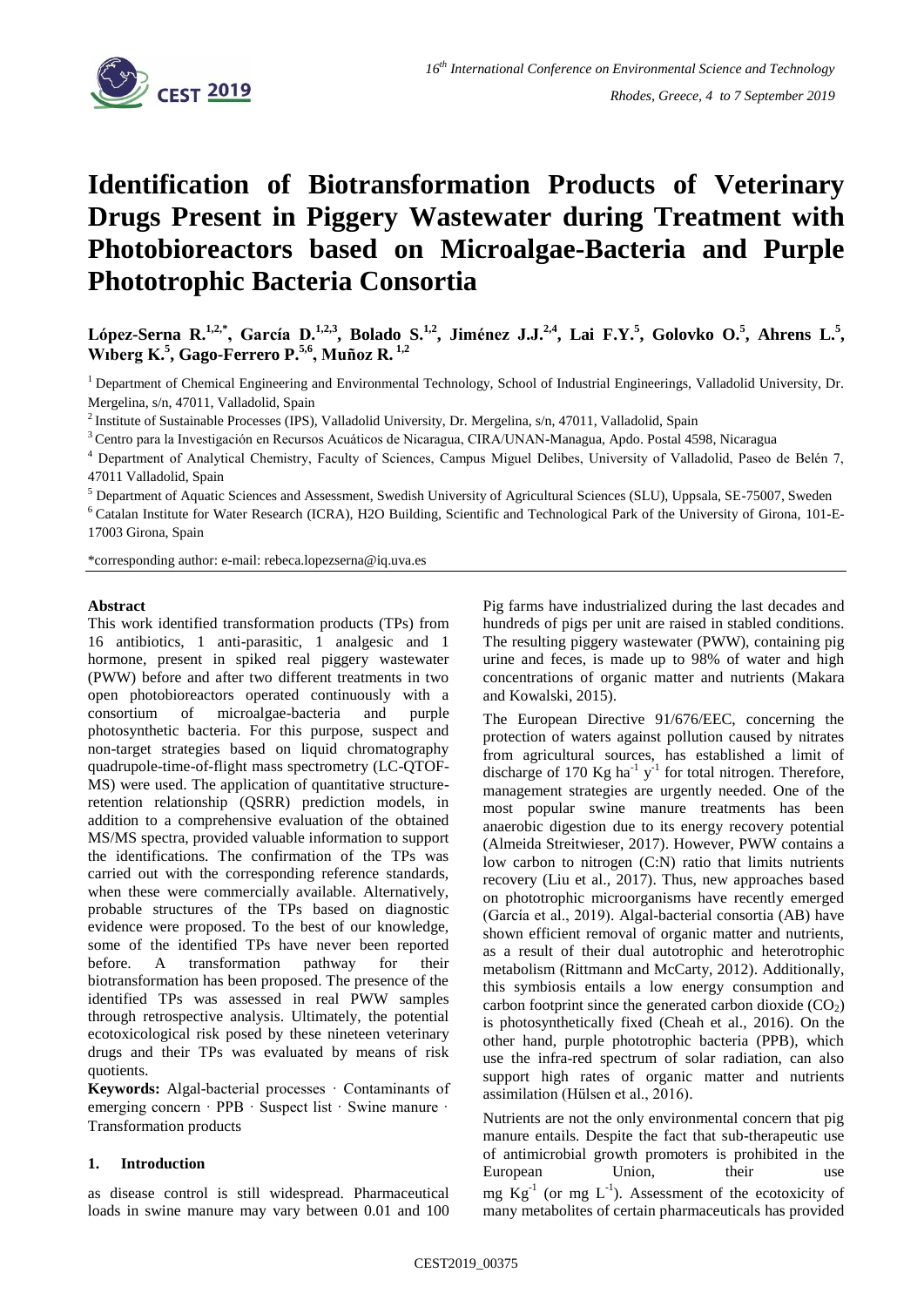# Identification of Biotransformation Products of Veterinary Drugs Present in Piggery Wastewater during Treatment with Photobioreactors based on Microalgae-Bacteria and Purple Phototrophic Bacteria Consortia

**López-Serna R.[1,2,*], García D.[1,2,3], Bolado S.[1,2], Jiménez J.J.[2,4], Lai F.Y.[5], Golovko O.[5], Ahrens L.[5], Wıberg K.[5], Gago-Ferrero P.[5,6], Muñoz R.[1,2]**

[1] Department of Chemical Engineering and Environmental Technology, School of Industrial Engineerings, Valladolid University, Dr. Mergelina, s/n, 47011, Valladolid, Spain

[2] Institute of Sustainable Processes (IPS), Valladolid University, Dr. Mergelina, s/n, 47011, Valladolid, Spain

[3] Centro para la Investigación en Recursos Acuáticos de Nicaragua, CIRA/UNAN-Managua, Apdo. Postal 4598, Nicaragua

[4] Department of Analytical Chemistry, Faculty of Sciences, Campus Miguel Delibes, University of Valladolid, Paseo de Belén 7, 47011 Valladolid, Spain

[5] Department of Aquatic Sciences and Assessment, Swedish University of Agricultural Sciences (SLU), Uppsala, SE-75007, Sweden

[6] Catalan Institute for Water Research (ICRA), H2O Building, Scientific and Technological Park of the University of Girona, 101-E-17003 Girona, Spain

*corresponding author: e-mail: rebeca.lopezserna@iq.uva.es

## Abstract

This work identified transformation products (TPs) from 16 antibiotics, 1 anti-parasitic, 1 analgesic and 1 hormone, present in spiked real piggery wastewater (PWW) before and after two different treatments in two open photobioreactors operated continuously with a consortium of microalgae-bacteria and purple photosynthetic bacteria. For this purpose, suspect and non-target strategies based on liquid chromatography quadrupole-time-of-flight mass spectrometry (LC-QTOF-MS) were used. The application of quantitative structure-retention relationship (QSRR) prediction models, in addition to a comprehensive evaluation of the obtained MS/MS spectra, provided valuable information to support the identifications. The confirmation of the TPs was carried out with the corresponding reference standards, when these were commercially available. Alternatively, probable structures of the TPs based on diagnostic evidence were proposed. To the best of our knowledge, some of the identified TPs have never been reported before. A transformation pathway for their biotransformation has been proposed. The presence of the identified TPs was assessed in real PWW samples through retrospective analysis. Ultimately, the potential ecotoxicological risk posed by these nineteen veterinary drugs and their TPs was evaluated by means of risk quotients.

**Keywords:** Algal-bacterial processes · Contaminants of emerging concern · PPB · Suspect list · Swine manure · Transformation products

## 1. Introduction

as disease control is still widespread. Pharmaceutical loads in swine manure may vary between 0.01 and 100

Pig farms have industrialized during the last decades and hundreds of pigs per unit are raised in stabled conditions. The resulting piggery wastewater (PWW), containing pig urine and feces, is made up to 98% of water and high concentrations of organic matter and nutrients (Makara and Kowalski, 2015).

The European Directive 91/676/EEC, concerning the protection of waters against pollution caused by nitrates from agricultural sources, has established a limit of discharge of 170 Kg $ha^{-1}$ $y^{-1}$ for total nitrogen. Therefore, management strategies are urgently needed. One of the most popular swine manure treatments has been anaerobic digestion due to its energy recovery potential (Almeida Streitwieser, 2017). However, PWW contains a low carbon to nitrogen (C:N) ratio that limits nutrients recovery (Liu et al., 2017). Thus, new approaches based on phototrophic microorganisms have recently emerged (García et al., 2019). Algal-bacterial consortia (AB) have shown efficient removal of organic matter and nutrients, as a result of their dual autotrophic and heterotrophic metabolism (Rittmann and McCarty, 2012). Additionally, this symbiosis entails a low energy consumption and carbon footprint since the generated carbon dioxide ($CO_2$) is photosynthetically fixed (Cheah et al., 2016). On the other hand, purple phototrophic bacteria (PPB), which use the infra-red spectrum of solar radiation, can also support high rates of organic matter and nutrients assimilation (Hülsen et al., 2016).

Nutrients are not the only environmental concern that pig manure entails. Despite the fact that sub-therapeutic use of antimicrobial growth promoters is prohibited in the European Union, their use

mg $Kg^{-1}$ (or mg $L^{-1}$). Assessment of the ecotoxicity of many metabolites of certain pharmaceuticals has provided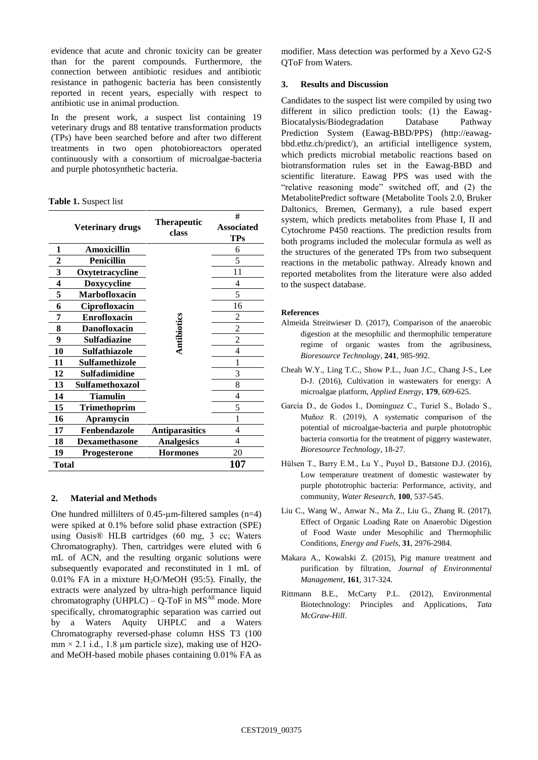evidence that acute and chronic toxicity can be greater than for the parent compounds. Furthermore, the connection between antibiotic residues and antibiotic resistance in pathogenic bacteria has been consistently reported in recent years, especially with respect to antibiotic use in animal production.

In the present work, a suspect list containing 19 veterinary drugs and 88 tentative transformation products (TPs) have been searched before and after two different treatments in two open photobioreactors operated continuously with a consortium of microalgae-bacteria and purple photosynthetic bacteria.

**Table 1.** Suspect list

| | Veterinary drugs | Therapeutic class | # Associated TPs |
|---|---|---|---|
| **1** | **Amoxicillin** | **Antibiotics** | 6 |
| **2** | **Penicillin** | | 5 |
| **3** | **Oxytetracycline** | | 11 |
| **4** | **Doxycycline** | | 4 |
| **5** | **Marbofloxacin** | | 5 |
| **6** | **Ciprofloxacin** | | 16 |
| **7** | **Enrofloxacin** | | 2 |
| **8** | **Danofloxacin** | | 2 |
| **9** | **Sulfadiazine** | | 2 |
| **10** | **Sulfathiazole** | | 4 |
| **11** | **Sulfamethizole** | | 1 |
| **12** | **Sulfadimidine** | | 3 |
| **13** | **Sulfamethoxazol** | | 8 |
| **14** | **Tiamulin** | | 4 |
| **15** | **Trimethoprim** | | 5 |
| **16** | **Apramycin** | | 1 |
| **17** | **Fenbendazole** | **Antiparasitics** | 4 |
| **18** | **Dexamethasone** | **Analgesics** | 4 |
| **19** | **Progesterone** | **Hormones** | 20 |
| **Total** | | | **107** |

## 2. Material and Methods

One hundred millilters of 0.45-µm-filtered samples (n=4) were spiked at 0.1% before solid phase extraction (SPE) using Oasis® HLB cartridges (60 mg, 3 cc; Waters Chromatography). Then, cartridges were eluted with 6 mL of ACN, and the resulting organic solutions were subsequently evaporated and reconstituted in 1 mL of 0.01% FA in a mixture $H_2O$/MeOH (95:5). Finally, the extracts were analyzed by ultra-high performance liquid chromatography (UHPLC) – Q-ToF in $MS^{All}$ mode. More specifically, chromatographic separation was carried out by a Waters Aquity UHPLC and a Waters Chromatography reversed-phase column HSS T3 (100 mm × 2.1 i.d., 1.8 µm particle size), making use of H2O- and MeOH-based mobile phases containing 0.01% FA as modifier. Mass detection was performed by a Xevo G2-S QToF from Waters.

## 3. Results and Discussion

Candidates to the suspect list were compiled by using two different in silico prediction tools: (1) the Eawag-Biocatalysis/Biodegradation Database Pathway Prediction System (Eawag-BBD/PPS) (http://eawag-bbd.ethz.ch/predict/), an artificial intelligence system, which predicts microbial metabolic reactions based on biotransformation rules set in the Eawag-BBD and scientific literature. Eawag PPS was used with the "relative reasoning mode" switched off, and (2) the MetabolitePredict software (Metabolite Tools 2.0, Bruker Daltonics, Bremen, Germany), a rule based expert system, which predicts metabolites from Phase I, II and Cytochrome P450 reactions. The prediction results from both programs included the molecular formula as well as the structures of the generated TPs from two subsequent reactions in the metabolic pathway. Already known and reported metabolites from the literature were also added to the suspect database.

### References

Almeida Streitwieser D. (2017), Comparison of the anaerobic digestion at the mesophilic and thermophilic temperature regime of organic wastes from the agribusiness, *Bioresource Technology*, **241**, 985-992.

Cheah W.Y., Ling T.C., Show P.L., Juan J.C., Chang J-S., Lee D-J. (2016), Cultivation in wastewaters for energy: A microalgae platform, *Applied Energy*, **179**, 609-625.

García D., de Godos I., Domínguez C., Turiel S., Bolado S., Muñoz R. (2019), A systematic comparison of the potential of microalgae-bacteria and purple phototrophic bacteria consortia for the treatment of piggery wastewater, *Bioresource Technology*, 18-27.

Hülsen T., Barry E.M., Lu Y., Puyol D., Batstone D.J. (2016), Low temperature treatment of domestic wastewater by purple phototrophic bacteria: Performance, activity, and community, *Water Research*, **100**, 537-545.

Liu C., Wang W., Anwar N., Ma Z., Liu G., Zhang R. (2017), Effect of Organic Loading Rate on Anaerobic Digestion of Food Waste under Mesophilic and Thermophilic Conditions, *Energy and Fuels*, **31**, 2976-2984.

Makara A., Kowalski Z. (2015), Pig manure treatment and purification by filtration, *Journal of Environmental Management*, **161**, 317-324.

Rittmann B.E., McCarty P.L. (2012), Environmental Biotechnology: Principles and Applications, *Tata McGraw-Hill*.